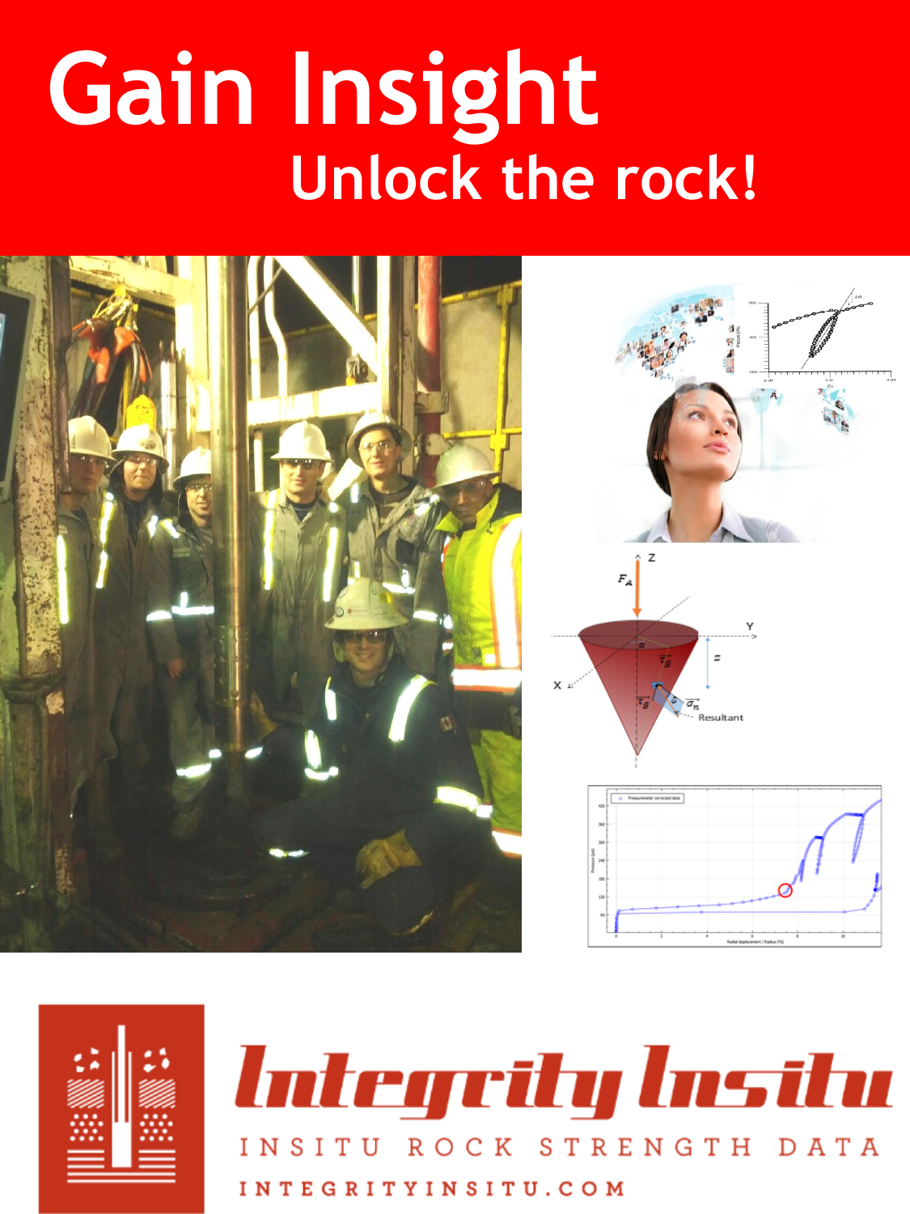# Gain Insight

## Unlock the rock!

Integrity Insitu

INSITU ROCK STRENGTH DATA

INTEGRITYINSITU.COM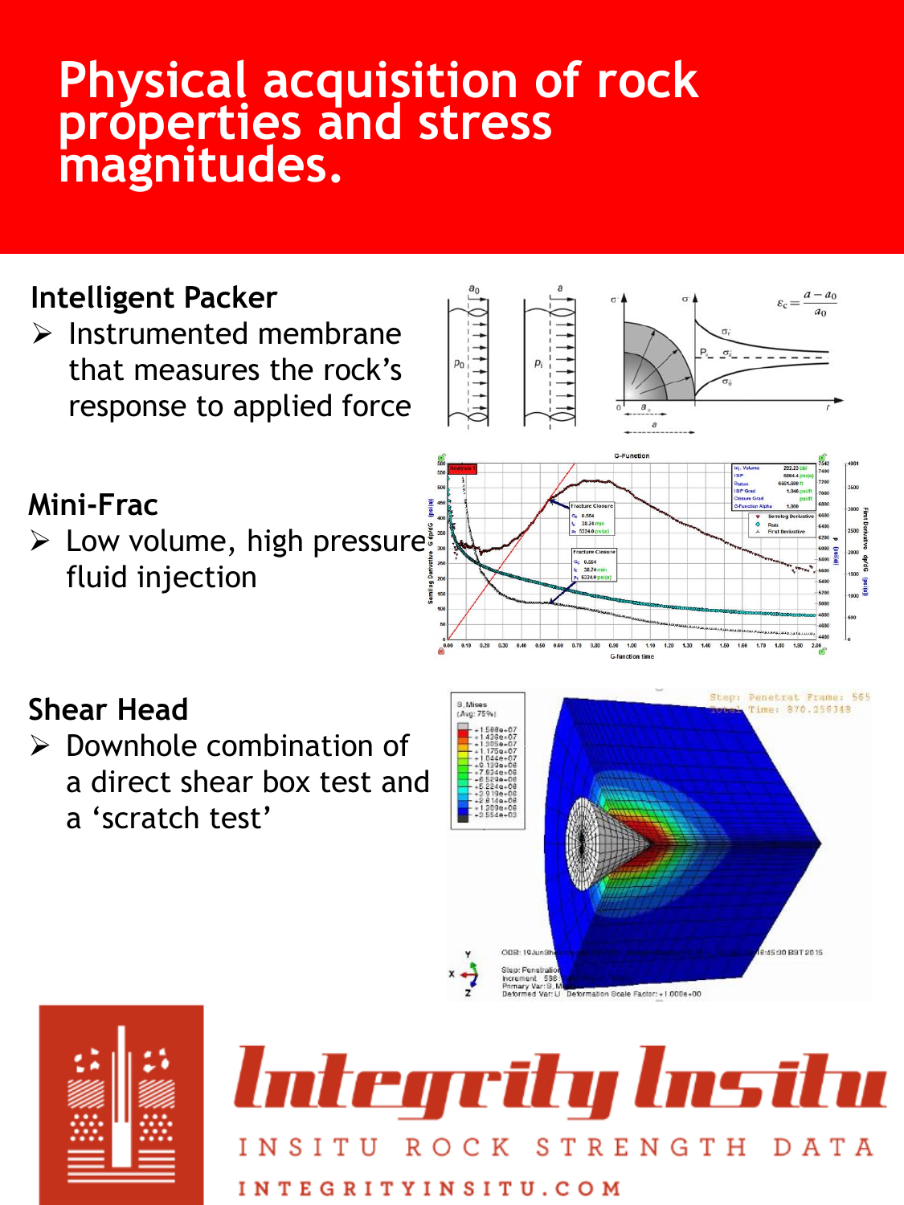# Physical acquisition of rock properties and stress magnitudes.

## Intelligent Packer

- Instrumented membrane that measures the rock's response to applied force

## Mini-Frac

- Low volume, high pressure fluid injection

## Shear Head

- Downhole combination of a direct shear box test and a 'scratch test'

**Integrity Insitu**

INSITU ROCK STRENGTH DATA

INTEGRITYINSITU.COM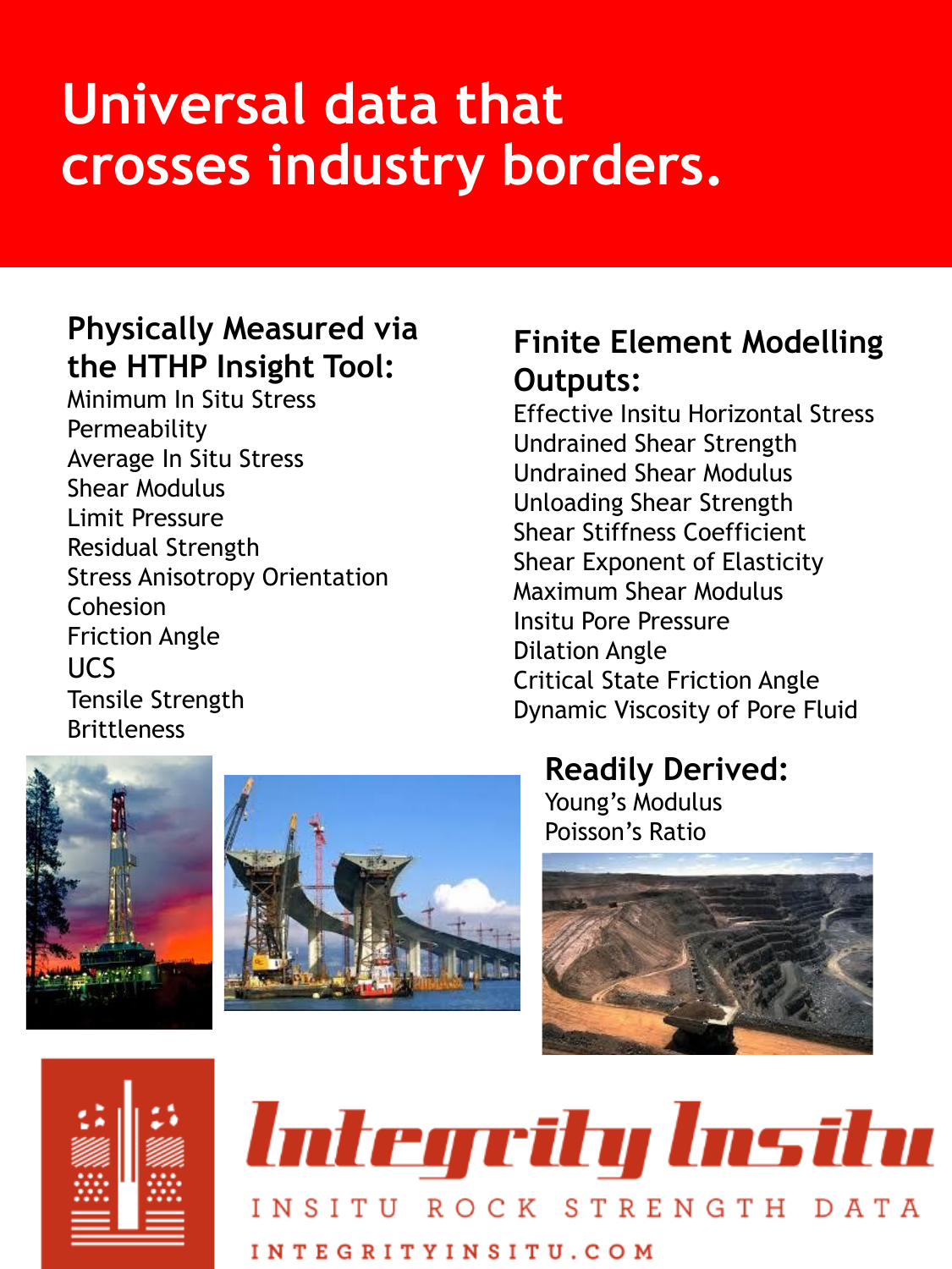# Universal data that crosses industry borders.

## Physically Measured via the HTHP Insight Tool:

Minimum In Situ Stress
Permeability
Average In Situ Stress
Shear Modulus
Limit Pressure
Residual Strength
Stress Anisotropy Orientation
Cohesion
Friction Angle
UCS
Tensile Strength
Brittleness

## Finite Element Modelling Outputs:

Effective Insitu Horizontal Stress
Undrained Shear Strength
Undrained Shear Modulus
Unloading Shear Strength
Shear Stiffness Coefficient
Shear Exponent of Elasticity
Maximum Shear Modulus
Insitu Pore Pressure
Dilation Angle
Critical State Friction Angle
Dynamic Viscosity of Pore Fluid

## Readily Derived:

Young's Modulus
Poisson's Ratio

**Integrity Insitu**

INSITU ROCK STRENGTH DATA

INTEGRITYINSITU.COM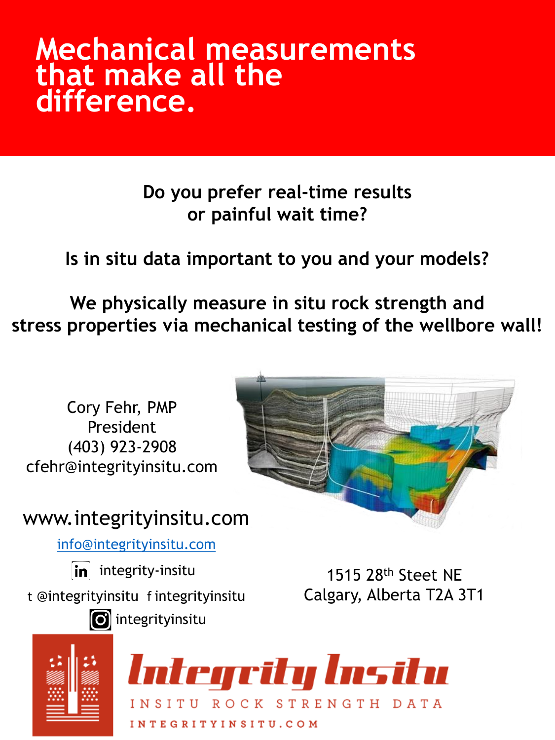# Mechanical measurements that make all the difference.

**Do you prefer real-time results or painful wait time?**

**Is in situ data important to you and your models?**

**We physically measure in situ rock strength and stress properties via mechanical testing of the wellbore wall!**

Cory Fehr, PMP
President
(403) 923-2908
cfehr@integrityinsitu.com

www.integrityinsitu.com

info@integrityinsitu.com

in integrity-insitu

t @integrityinsitu f integrityinsitu

integrityinsitu

1515 28th Steet NE
Calgary, Alberta T2A 3T1

Integrity Insitu

INSITU ROCK STRENGTH DATA

INTEGRITYINSITU.COM